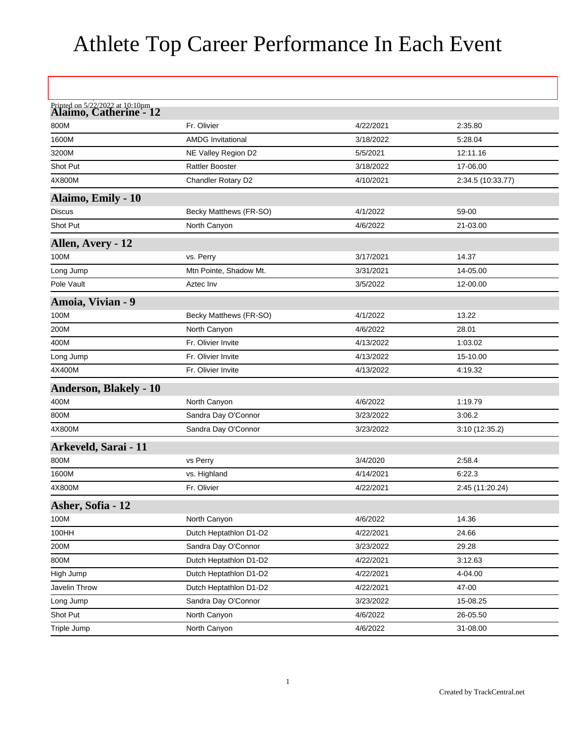# Athlete Top Career Performance In Each Event

Printed on 5/22/2022 at 10:10pm

## Alaimo, Catherine - 12

| Event | Meet | Date | Mark |
|---|---|---|---|
| 800M | Fr. Olivier | 4/22/2021 | 2:35.80 |
| 1600M | AMDG Invitational | 3/18/2022 | 5:28.04 |
| 3200M | NE Valley Region D2 | 5/5/2021 | 12:11.16 |
| Shot Put | Rattler Booster | 3/18/2022 | 17-06.00 |
| 4X800M | Chandler Rotary D2 | 4/10/2021 | 2:34.5 (10:33.77) |

## Alaimo, Emily - 10

| Event | Meet | Date | Mark |
|---|---|---|---|
| Discus | Becky Matthews (FR-SO) | 4/1/2022 | 59-00 |
| Shot Put | North Canyon | 4/6/2022 | 21-03.00 |

## Allen, Avery - 12

| Event | Meet | Date | Mark |
|---|---|---|---|
| 100M | vs. Perry | 3/17/2021 | 14.37 |
| Long Jump | Mtn Pointe, Shadow Mt. | 3/31/2021 | 14-05.00 |
| Pole Vault | Aztec Inv | 3/5/2022 | 12-00.00 |

## Amoia, Vivian - 9

| Event | Meet | Date | Mark |
|---|---|---|---|
| 100M | Becky Matthews (FR-SO) | 4/1/2022 | 13.22 |
| 200M | North Canyon | 4/6/2022 | 28.01 |
| 400M | Fr. Olivier Invite | 4/13/2022 | 1:03.02 |
| Long Jump | Fr. Olivier Invite | 4/13/2022 | 15-10.00 |
| 4X400M | Fr. Olivier Invite | 4/13/2022 | 4:19.32 |

## Anderson, Blakely - 10

| Event | Meet | Date | Mark |
|---|---|---|---|
| 400M | North Canyon | 4/6/2022 | 1:19.79 |
| 800M | Sandra Day O'Connor | 3/23/2022 | 3:06.2 |
| 4X800M | Sandra Day O'Connor | 3/23/2022 | 3:10 (12:35.2) |

## Arkeveld, Sarai - 11

| Event | Meet | Date | Mark |
|---|---|---|---|
| 800M | vs Perry | 3/4/2020 | 2:58.4 |
| 1600M | vs. Highland | 4/14/2021 | 6:22.3 |
| 4X800M | Fr. Olivier | 4/22/2021 | 2:45 (11:20.24) |

## Asher, Sofia - 12

| Event | Meet | Date | Mark |
|---|---|---|---|
| 100M | North Canyon | 4/6/2022 | 14.36 |
| 100HH | Dutch Heptathlon D1-D2 | 4/22/2021 | 24.66 |
| 200M | Sandra Day O'Connor | 3/23/2022 | 29.28 |
| 800M | Dutch Heptathlon D1-D2 | 4/22/2021 | 3:12.63 |
| High Jump | Dutch Heptathlon D1-D2 | 4/22/2021 | 4-04.00 |
| Javelin Throw | Dutch Heptathlon D1-D2 | 4/22/2021 | 47-00 |
| Long Jump | Sandra Day O'Connor | 3/23/2022 | 15-08.25 |
| Shot Put | North Canyon | 4/6/2022 | 26-05.50 |
| Triple Jump | North Canyon | 4/6/2022 | 31-08.00 |

Created by TrackCentral.net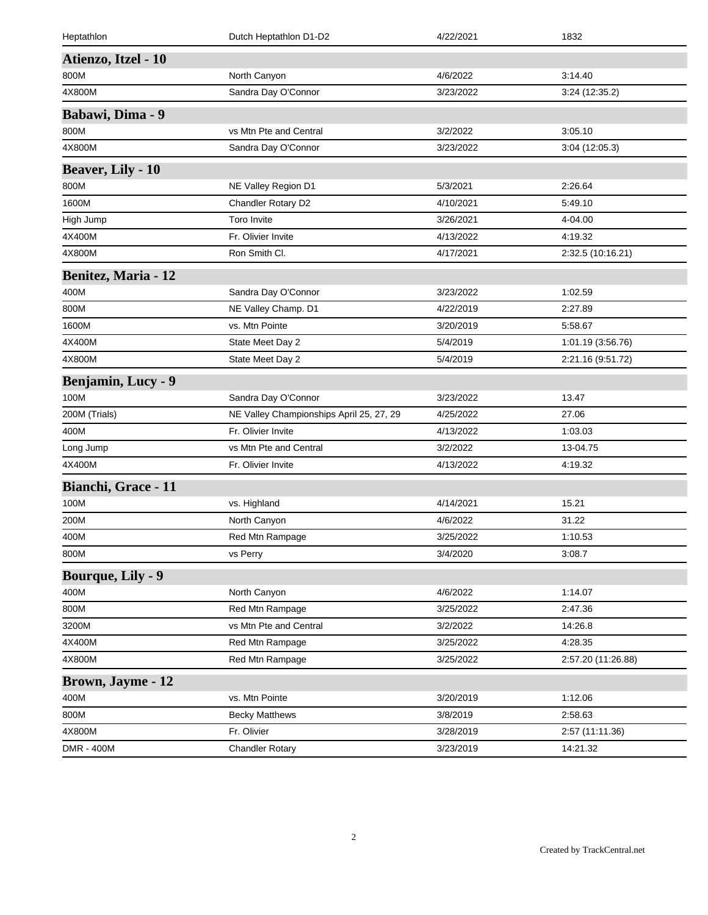| Heptathlon | Dutch Heptathlon D1-D2 | 4/22/2021 | 1832 |
|---|---|---|---|

## Atienzo, Itzel - 10

| | | | |
|---|---|---|---|
| 800M | North Canyon | 4/6/2022 | 3:14.40 |
| 4X800M | Sandra Day O'Connor | 3/23/2022 | 3:24 (12:35.2) |

## Babawi, Dima - 9

| | | | |
|---|---|---|---|
| 800M | vs Mtn Pte and Central | 3/2/2022 | 3:05.10 |
| 4X800M | Sandra Day O'Connor | 3/23/2022 | 3:04 (12:05.3) |

## Beaver, Lily - 10

| | | | |
|---|---|---|---|
| 800M | NE Valley Region D1 | 5/3/2021 | 2:26.64 |
| 1600M | Chandler Rotary D2 | 4/10/2021 | 5:49.10 |
| High Jump | Toro Invite | 3/26/2021 | 4-04.00 |
| 4X400M | Fr. Olivier Invite | 4/13/2022 | 4:19.32 |
| 4X800M | Ron Smith Cl. | 4/17/2021 | 2:32.5 (10:16.21) |

## Benitez, Maria - 12

| | | | |
|---|---|---|---|
| 400M | Sandra Day O'Connor | 3/23/2022 | 1:02.59 |
| 800M | NE Valley Champ. D1 | 4/22/2019 | 2:27.89 |
| 1600M | vs. Mtn Pointe | 3/20/2019 | 5:58.67 |
| 4X400M | State Meet Day 2 | 5/4/2019 | 1:01.19 (3:56.76) |
| 4X800M | State Meet Day 2 | 5/4/2019 | 2:21.16 (9:51.72) |

## Benjamin, Lucy - 9

| | | | |
|---|---|---|---|
| 100M | Sandra Day O'Connor | 3/23/2022 | 13.47 |
| 200M (Trials) | NE Valley Championships April 25, 27, 29 | 4/25/2022 | 27.06 |
| 400M | Fr. Olivier Invite | 4/13/2022 | 1:03.03 |
| Long Jump | vs Mtn Pte and Central | 3/2/2022 | 13-04.75 |
| 4X400M | Fr. Olivier Invite | 4/13/2022 | 4:19.32 |

## Bianchi, Grace - 11

| | | | |
|---|---|---|---|
| 100M | vs. Highland | 4/14/2021 | 15.21 |
| 200M | North Canyon | 4/6/2022 | 31.22 |
| 400M | Red Mtn Rampage | 3/25/2022 | 1:10.53 |
| 800M | vs Perry | 3/4/2020 | 3:08.7 |

## Bourque, Lily - 9

| | | | |
|---|---|---|---|
| 400M | North Canyon | 4/6/2022 | 1:14.07 |
| 800M | Red Mtn Rampage | 3/25/2022 | 2:47.36 |
| 3200M | vs Mtn Pte and Central | 3/2/2022 | 14:26.8 |
| 4X400M | Red Mtn Rampage | 3/25/2022 | 4:28.35 |
| 4X800M | Red Mtn Rampage | 3/25/2022 | 2:57.20 (11:26.88) |

## Brown, Jayme - 12

| | | | |
|---|---|---|---|
| 400M | vs. Mtn Pointe | 3/20/2019 | 1:12.06 |
| 800M | Becky Matthews | 3/8/2019 | 2:58.63 |
| 4X800M | Fr. Olivier | 3/28/2019 | 2:57 (11:11.36) |
| DMR - 400M | Chandler Rotary | 3/23/2019 | 14:21.32 |

Created by TrackCentral.net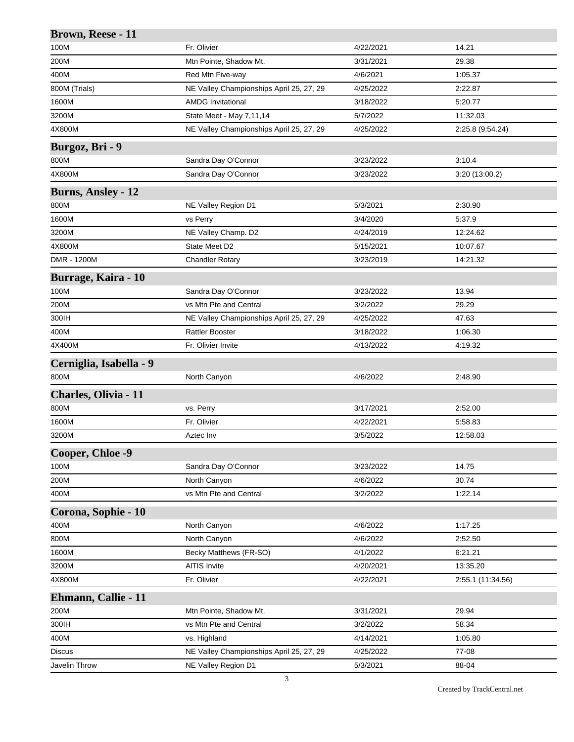## Brown, Reese - 11

| | | | |
|---|---|---|---|
| 100M | Fr. Olivier | 4/22/2021 | 14.21 |
| 200M | Mtn Pointe, Shadow Mt. | 3/31/2021 | 29.38 |
| 400M | Red Mtn Five-way | 4/6/2021 | 1:05.37 |
| 800M (Trials) | NE Valley Championships April 25, 27, 29 | 4/25/2022 | 2:22.87 |
| 1600M | AMDG Invitational | 3/18/2022 | 5:20.77 |
| 3200M | State Meet - May 7,11,14 | 5/7/2022 | 11:32.03 |
| 4X800M | NE Valley Championships April 25, 27, 29 | 4/25/2022 | 2:25.8 (9:54.24) |

## Burgoz, Bri - 9

| | | | |
|---|---|---|---|
| 800M | Sandra Day O'Connor | 3/23/2022 | 3:10.4 |
| 4X800M | Sandra Day O'Connor | 3/23/2022 | 3:20 (13:00.2) |

## Burns, Ansley - 12

| | | | |
|---|---|---|---|
| 800M | NE Valley Region D1 | 5/3/2021 | 2:30.90 |
| 1600M | vs Perry | 3/4/2020 | 5:37.9 |
| 3200M | NE Valley Champ. D2 | 4/24/2019 | 12:24.62 |
| 4X800M | State Meet D2 | 5/15/2021 | 10:07.67 |
| DMR - 1200M | Chandler Rotary | 3/23/2019 | 14:21.32 |

## Burrage, Kaira - 10

| | | | |
|---|---|---|---|
| 100M | Sandra Day O'Connor | 3/23/2022 | 13.94 |
| 200M | vs Mtn Pte and Central | 3/2/2022 | 29.29 |
| 300IH | NE Valley Championships April 25, 27, 29 | 4/25/2022 | 47.63 |
| 400M | Rattler Booster | 3/18/2022 | 1:06.30 |
| 4X400M | Fr. Olivier Invite | 4/13/2022 | 4:19.32 |

## Cerniglia, Isabella - 9

| | | | |
|---|---|---|---|
| 800M | North Canyon | 4/6/2022 | 2:48.90 |

## Charles, Olivia - 11

| | | | |
|---|---|---|---|
| 800M | vs. Perry | 3/17/2021 | 2:52.00 |
| 1600M | Fr. Olivier | 4/22/2021 | 5:58.83 |
| 3200M | Aztec Inv | 3/5/2022 | 12:58.03 |

## Cooper, Chloe -9

| | | | |
|---|---|---|---|
| 100M | Sandra Day O'Connor | 3/23/2022 | 14.75 |
| 200M | North Canyon | 4/6/2022 | 30.74 |
| 400M | vs Mtn Pte and Central | 3/2/2022 | 1:22.14 |

## Corona, Sophie - 10

| | | | |
|---|---|---|---|
| 400M | North Canyon | 4/6/2022 | 1:17.25 |
| 800M | North Canyon | 4/6/2022 | 2:52.50 |
| 1600M | Becky Matthews (FR-SO) | 4/1/2022 | 6:21.21 |
| 3200M | AITIS Invite | 4/20/2021 | 13:35.20 |
| 4X800M | Fr. Olivier | 4/22/2021 | 2:55.1 (11:34.56) |

## Ehmann, Callie - 11

| | | | |
|---|---|---|---|
| 200M | Mtn Pointe, Shadow Mt. | 3/31/2021 | 29.94 |
| 300IH | vs Mtn Pte and Central | 3/2/2022 | 58.34 |
| 400M | vs. Highland | 4/14/2021 | 1:05.80 |
| Discus | NE Valley Championships April 25, 27, 29 | 4/25/2022 | 77-08 |
| Javelin Throw | NE Valley Region D1 | 5/3/2021 | 88-04 |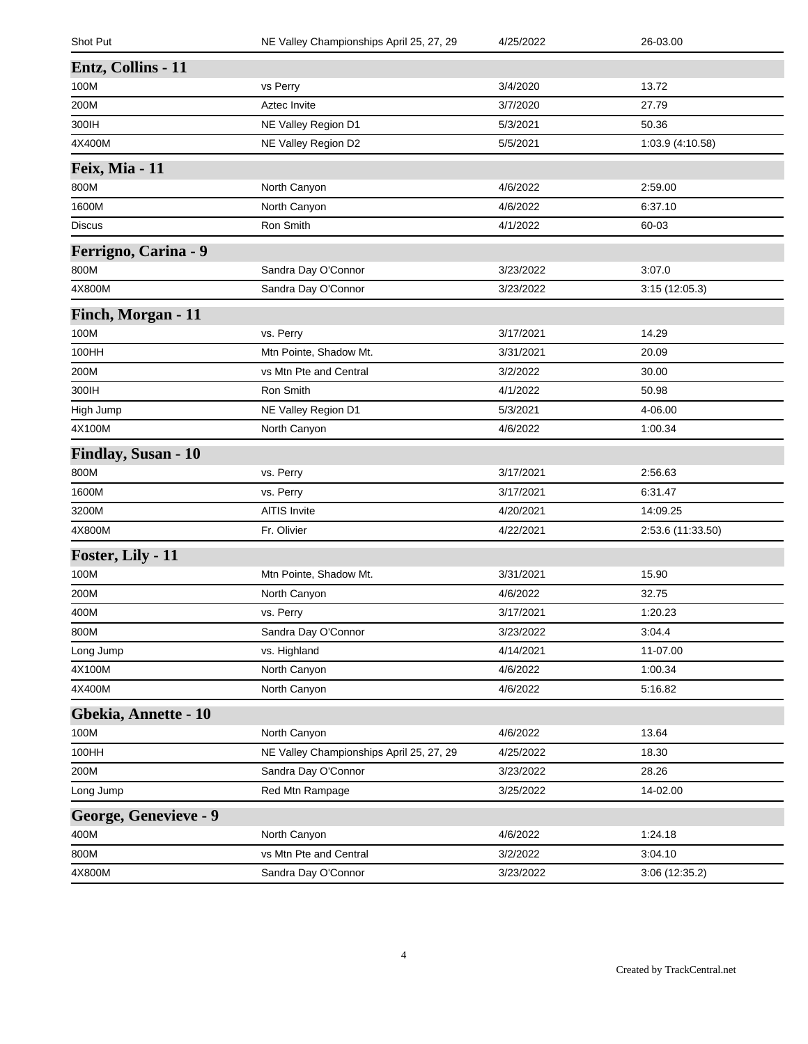| | | | |
|---|---|---|---|
| Shot Put | NE Valley Championships April 25, 27, 29 | 4/25/2022 | 26-03.00 |

## Entz, Collins - 11

| | | | |
|---|---|---|---|
| 100M | vs Perry | 3/4/2020 | 13.72 |
| 200M | Aztec Invite | 3/7/2020 | 27.79 |
| 300IH | NE Valley Region D1 | 5/3/2021 | 50.36 |
| 4X400M | NE Valley Region D2 | 5/5/2021 | 1:03.9 (4:10.58) |

## Feix, Mia - 11

| | | | |
|---|---|---|---|
| 800M | North Canyon | 4/6/2022 | 2:59.00 |
| 1600M | North Canyon | 4/6/2022 | 6:37.10 |
| Discus | Ron Smith | 4/1/2022 | 60-03 |

## Ferrigno, Carina - 9

| | | | |
|---|---|---|---|
| 800M | Sandra Day O'Connor | 3/23/2022 | 3:07.0 |
| 4X800M | Sandra Day O'Connor | 3/23/2022 | 3:15 (12:05.3) |

## Finch, Morgan - 11

| | | | |
|---|---|---|---|
| 100M | vs. Perry | 3/17/2021 | 14.29 |
| 100HH | Mtn Pointe, Shadow Mt. | 3/31/2021 | 20.09 |
| 200M | vs Mtn Pte and Central | 3/2/2022 | 30.00 |
| 300IH | Ron Smith | 4/1/2022 | 50.98 |
| High Jump | NE Valley Region D1 | 5/3/2021 | 4-06.00 |
| 4X100M | North Canyon | 4/6/2022 | 1:00.34 |

## Findlay, Susan - 10

| | | | |
|---|---|---|---|
| 800M | vs. Perry | 3/17/2021 | 2:56.63 |
| 1600M | vs. Perry | 3/17/2021 | 6:31.47 |
| 3200M | AITIS Invite | 4/20/2021 | 14:09.25 |
| 4X800M | Fr. Olivier | 4/22/2021 | 2:53.6 (11:33.50) |

## Foster, Lily - 11

| | | | |
|---|---|---|---|
| 100M | Mtn Pointe, Shadow Mt. | 3/31/2021 | 15.90 |
| 200M | North Canyon | 4/6/2022 | 32.75 |
| 400M | vs. Perry | 3/17/2021 | 1:20.23 |
| 800M | Sandra Day O'Connor | 3/23/2022 | 3:04.4 |
| Long Jump | vs. Highland | 4/14/2021 | 11-07.00 |
| 4X100M | North Canyon | 4/6/2022 | 1:00.34 |
| 4X400M | North Canyon | 4/6/2022 | 5:16.82 |

## Gbekia, Annette - 10

| | | | |
|---|---|---|---|
| 100M | North Canyon | 4/6/2022 | 13.64 |
| 100HH | NE Valley Championships April 25, 27, 29 | 4/25/2022 | 18.30 |
| 200M | Sandra Day O'Connor | 3/23/2022 | 28.26 |
| Long Jump | Red Mtn Rampage | 3/25/2022 | 14-02.00 |

## George, Genevieve - 9

| | | | |
|---|---|---|---|
| 400M | North Canyon | 4/6/2022 | 1:24.18 |
| 800M | vs Mtn Pte and Central | 3/2/2022 | 3:04.10 |
| 4X800M | Sandra Day O'Connor | 3/23/2022 | 3:06 (12:35.2) |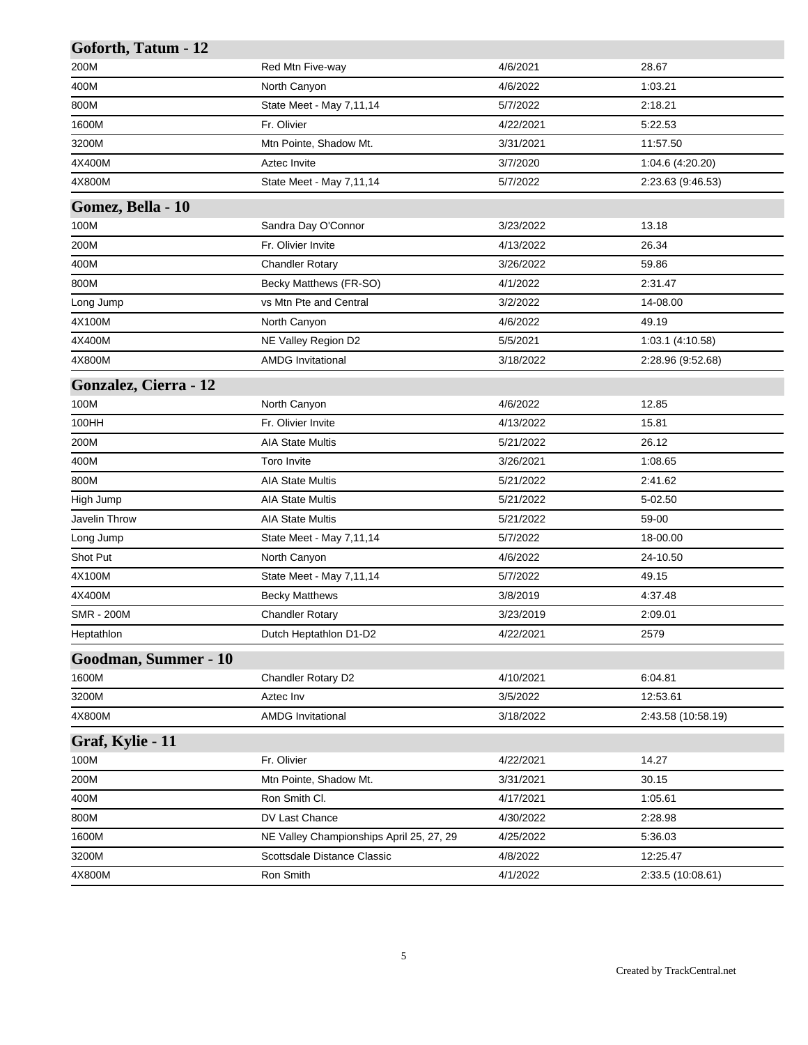## Goforth, Tatum - 12

| | | | |
|---|---|---|---|
| 200M | Red Mtn Five-way | 4/6/2021 | 28.67 |
| 400M | North Canyon | 4/6/2022 | 1:03.21 |
| 800M | State Meet - May 7,11,14 | 5/7/2022 | 2:18.21 |
| 1600M | Fr. Olivier | 4/22/2021 | 5:22.53 |
| 3200M | Mtn Pointe, Shadow Mt. | 3/31/2021 | 11:57.50 |
| 4X400M | Aztec Invite | 3/7/2020 | 1:04.6 (4:20.20) |
| 4X800M | State Meet - May 7,11,14 | 5/7/2022 | 2:23.63 (9:46.53) |

## Gomez, Bella - 10

| | | | |
|---|---|---|---|
| 100M | Sandra Day O'Connor | 3/23/2022 | 13.18 |
| 200M | Fr. Olivier Invite | 4/13/2022 | 26.34 |
| 400M | Chandler Rotary | 3/26/2022 | 59.86 |
| 800M | Becky Matthews (FR-SO) | 4/1/2022 | 2:31.47 |
| Long Jump | vs Mtn Pte and Central | 3/2/2022 | 14-08.00 |
| 4X100M | North Canyon | 4/6/2022 | 49.19 |
| 4X400M | NE Valley Region D2 | 5/5/2021 | 1:03.1 (4:10.58) |
| 4X800M | AMDG Invitational | 3/18/2022 | 2:28.96 (9:52.68) |

## Gonzalez, Cierra - 12

| | | | |
|---|---|---|---|
| 100M | North Canyon | 4/6/2022 | 12.85 |
| 100HH | Fr. Olivier Invite | 4/13/2022 | 15.81 |
| 200M | AIA State Multis | 5/21/2022 | 26.12 |
| 400M | Toro Invite | 3/26/2021 | 1:08.65 |
| 800M | AIA State Multis | 5/21/2022 | 2:41.62 |
| High Jump | AIA State Multis | 5/21/2022 | 5-02.50 |
| Javelin Throw | AIA State Multis | 5/21/2022 | 59-00 |
| Long Jump | State Meet - May 7,11,14 | 5/7/2022 | 18-00.00 |
| Shot Put | North Canyon | 4/6/2022 | 24-10.50 |
| 4X100M | State Meet - May 7,11,14 | 5/7/2022 | 49.15 |
| 4X400M | Becky Matthews | 3/8/2019 | 4:37.48 |
| SMR - 200M | Chandler Rotary | 3/23/2019 | 2:09.01 |
| Heptathlon | Dutch Heptathlon D1-D2 | 4/22/2021 | 2579 |

## Goodman, Summer - 10

| | | | |
|---|---|---|---|
| 1600M | Chandler Rotary D2 | 4/10/2021 | 6:04.81 |
| 3200M | Aztec Inv | 3/5/2022 | 12:53.61 |
| 4X800M | AMDG Invitational | 3/18/2022 | 2:43.58 (10:58.19) |

## Graf, Kylie - 11

| | | | |
|---|---|---|---|
| 100M | Fr. Olivier | 4/22/2021 | 14.27 |
| 200M | Mtn Pointe, Shadow Mt. | 3/31/2021 | 30.15 |
| 400M | Ron Smith Cl. | 4/17/2021 | 1:05.61 |
| 800M | DV Last Chance | 4/30/2022 | 2:28.98 |
| 1600M | NE Valley Championships April 25, 27, 29 | 4/25/2022 | 5:36.03 |
| 3200M | Scottsdale Distance Classic | 4/8/2022 | 12:25.47 |
| 4X800M | Ron Smith | 4/1/2022 | 2:33.5 (10:08.61) |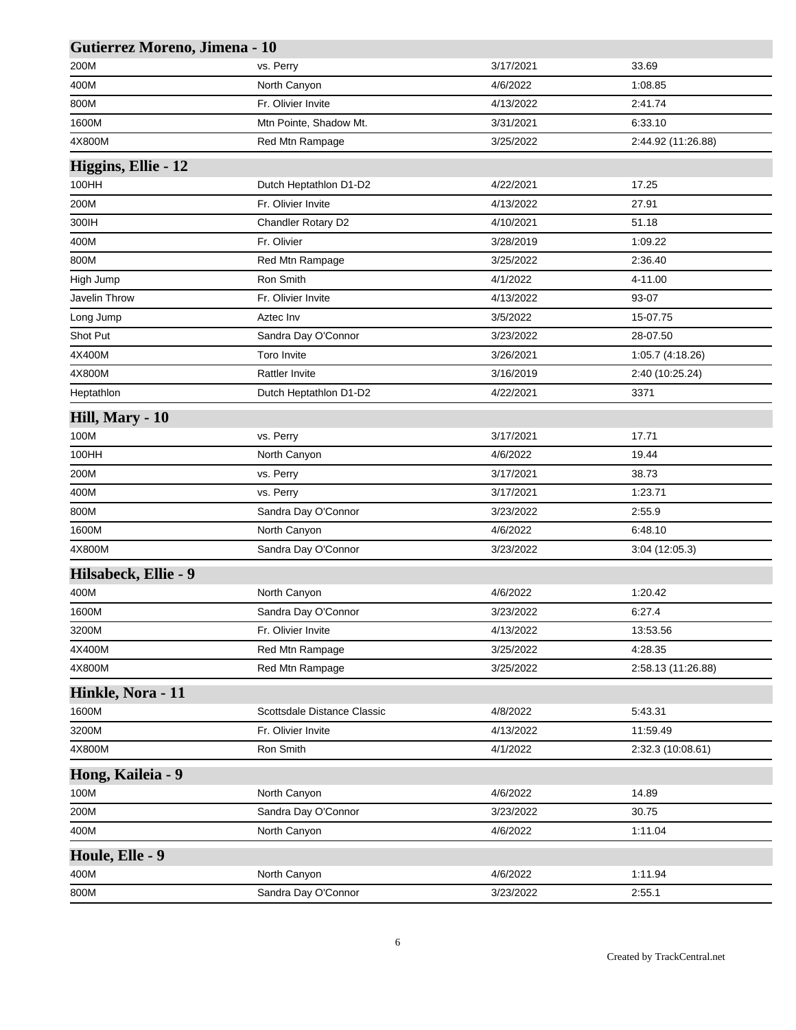## Gutierrez Moreno, Jimena - 10

| | | | |
|---|---|---|---|
| 200M | vs. Perry | 3/17/2021 | 33.69 |
| 400M | North Canyon | 4/6/2022 | 1:08.85 |
| 800M | Fr. Olivier Invite | 4/13/2022 | 2:41.74 |
| 1600M | Mtn Pointe, Shadow Mt. | 3/31/2021 | 6:33.10 |
| 4X800M | Red Mtn Rampage | 3/25/2022 | 2:44.92 (11:26.88) |

## Higgins, Ellie - 12

| | | | |
|---|---|---|---|
| 100HH | Dutch Heptathlon D1-D2 | 4/22/2021 | 17.25 |
| 200M | Fr. Olivier Invite | 4/13/2022 | 27.91 |
| 300IH | Chandler Rotary D2 | 4/10/2021 | 51.18 |
| 400M | Fr. Olivier | 3/28/2019 | 1:09.22 |
| 800M | Red Mtn Rampage | 3/25/2022 | 2:36.40 |
| High Jump | Ron Smith | 4/1/2022 | 4-11.00 |
| Javelin Throw | Fr. Olivier Invite | 4/13/2022 | 93-07 |
| Long Jump | Aztec Inv | 3/5/2022 | 15-07.75 |
| Shot Put | Sandra Day O'Connor | 3/23/2022 | 28-07.50 |
| 4X400M | Toro Invite | 3/26/2021 | 1:05.7 (4:18.26) |
| 4X800M | Rattler Invite | 3/16/2019 | 2:40 (10:25.24) |
| Heptathlon | Dutch Heptathlon D1-D2 | 4/22/2021 | 3371 |

## Hill, Mary - 10

| | | | |
|---|---|---|---|
| 100M | vs. Perry | 3/17/2021 | 17.71 |
| 100HH | North Canyon | 4/6/2022 | 19.44 |
| 200M | vs. Perry | 3/17/2021 | 38.73 |
| 400M | vs. Perry | 3/17/2021 | 1:23.71 |
| 800M | Sandra Day O'Connor | 3/23/2022 | 2:55.9 |
| 1600M | North Canyon | 4/6/2022 | 6:48.10 |
| 4X800M | Sandra Day O'Connor | 3/23/2022 | 3:04 (12:05.3) |

## Hilsabeck, Ellie - 9

| | | | |
|---|---|---|---|
| 400M | North Canyon | 4/6/2022 | 1:20.42 |
| 1600M | Sandra Day O'Connor | 3/23/2022 | 6:27.4 |
| 3200M | Fr. Olivier Invite | 4/13/2022 | 13:53.56 |
| 4X400M | Red Mtn Rampage | 3/25/2022 | 4:28.35 |
| 4X800M | Red Mtn Rampage | 3/25/2022 | 2:58.13 (11:26.88) |

## Hinkle, Nora - 11

| | | | |
|---|---|---|---|
| 1600M | Scottsdale Distance Classic | 4/8/2022 | 5:43.31 |
| 3200M | Fr. Olivier Invite | 4/13/2022 | 11:59.49 |
| 4X800M | Ron Smith | 4/1/2022 | 2:32.3 (10:08.61) |

## Hong, Kaileia - 9

| | | | |
|---|---|---|---|
| 100M | North Canyon | 4/6/2022 | 14.89 |
| 200M | Sandra Day O'Connor | 3/23/2022 | 30.75 |
| 400M | North Canyon | 4/6/2022 | 1:11.04 |

## Houle, Elle - 9

| | | | |
|---|---|---|---|
| 400M | North Canyon | 4/6/2022 | 1:11.94 |
| 800M | Sandra Day O'Connor | 3/23/2022 | 2:55.1 |

Created by TrackCentral.net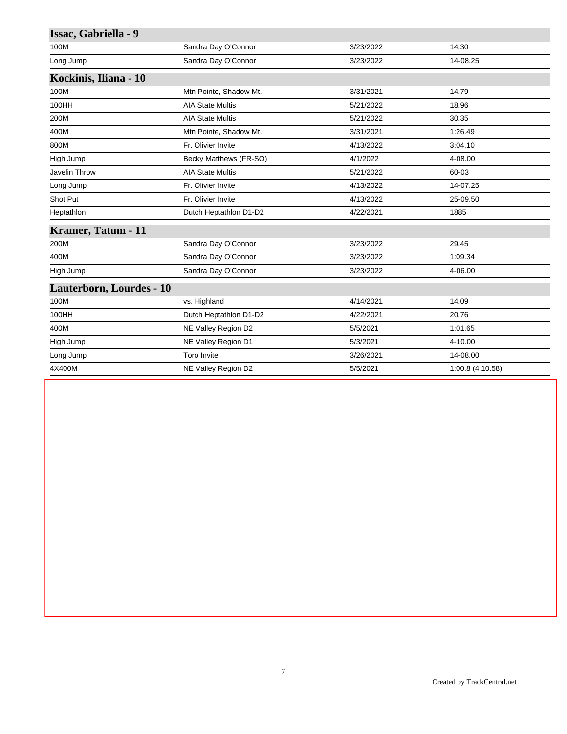## Issac, Gabriella - 9

| | | | |
|---|---|---|---|
| 100M | Sandra Day O'Connor | 3/23/2022 | 14.30 |
| Long Jump | Sandra Day O'Connor | 3/23/2022 | 14-08.25 |

## Kockinis, Iliana - 10

| | | | |
|---|---|---|---|
| 100M | Mtn Pointe, Shadow Mt. | 3/31/2021 | 14.79 |
| 100HH | AIA State Multis | 5/21/2022 | 18.96 |
| 200M | AIA State Multis | 5/21/2022 | 30.35 |
| 400M | Mtn Pointe, Shadow Mt. | 3/31/2021 | 1:26.49 |
| 800M | Fr. Olivier Invite | 4/13/2022 | 3:04.10 |
| High Jump | Becky Matthews (FR-SO) | 4/1/2022 | 4-08.00 |
| Javelin Throw | AIA State Multis | 5/21/2022 | 60-03 |
| Long Jump | Fr. Olivier Invite | 4/13/2022 | 14-07.25 |
| Shot Put | Fr. Olivier Invite | 4/13/2022 | 25-09.50 |
| Heptathlon | Dutch Heptathlon D1-D2 | 4/22/2021 | 1885 |

## Kramer, Tatum - 11

| | | | |
|---|---|---|---|
| 200M | Sandra Day O'Connor | 3/23/2022 | 29.45 |
| 400M | Sandra Day O'Connor | 3/23/2022 | 1:09.34 |
| High Jump | Sandra Day O'Connor | 3/23/2022 | 4-06.00 |

## Lauterborn, Lourdes - 10

| | | | |
|---|---|---|---|
| 100M | vs. Highland | 4/14/2021 | 14.09 |
| 100HH | Dutch Heptathlon D1-D2 | 4/22/2021 | 20.76 |
| 400M | NE Valley Region D2 | 5/5/2021 | 1:01.65 |
| High Jump | NE Valley Region D1 | 5/3/2021 | 4-10.00 |
| Long Jump | Toro Invite | 3/26/2021 | 14-08.00 |
| 4X400M | NE Valley Region D2 | 5/5/2021 | 1:00.8 (4:10.58) |

Created by TrackCentral.net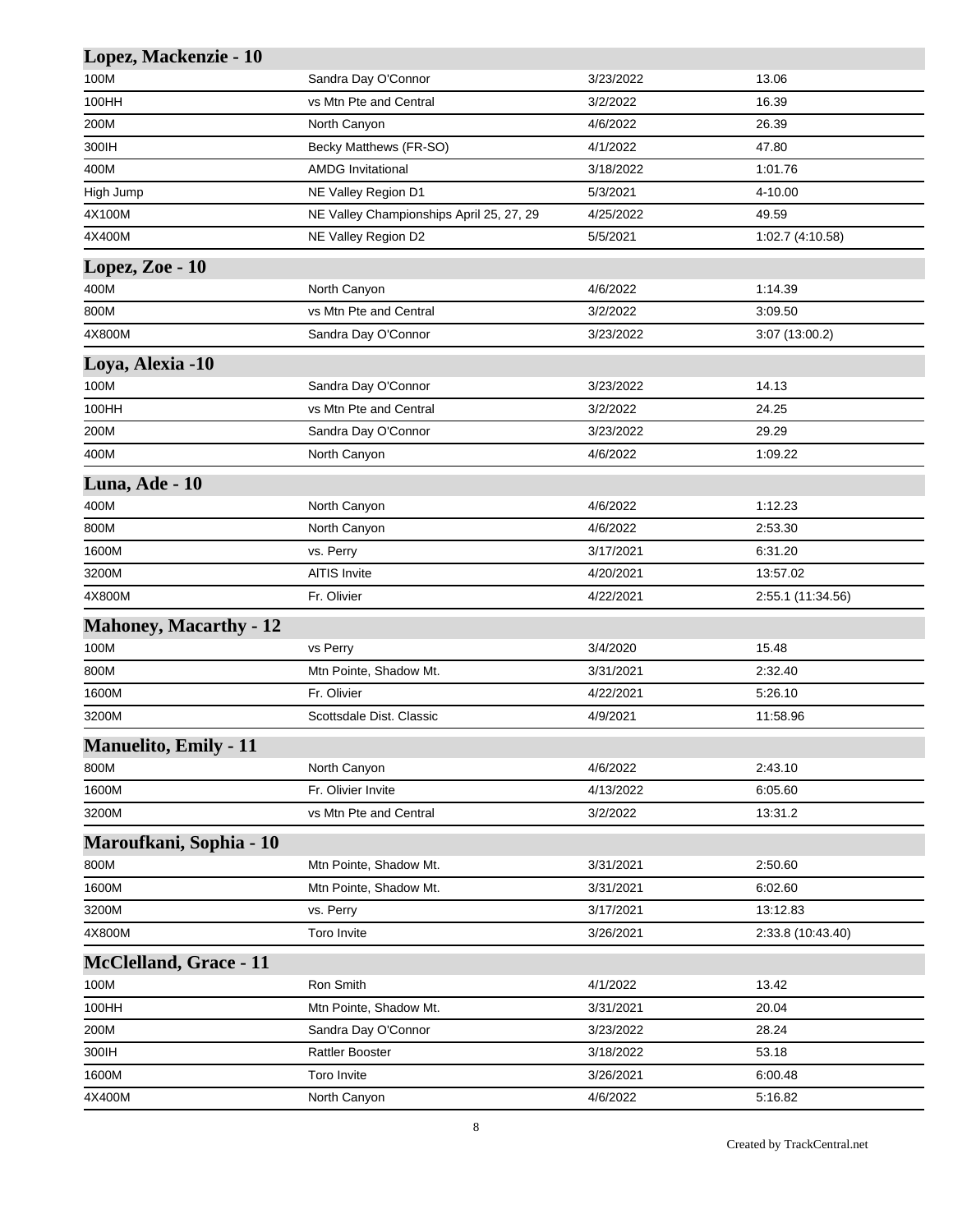## Lopez, Mackenzie - 10

| | | | |
|---|---|---|---|
| 100M | Sandra Day O'Connor | 3/23/2022 | 13.06 |
| 100HH | vs Mtn Pte and Central | 3/2/2022 | 16.39 |
| 200M | North Canyon | 4/6/2022 | 26.39 |
| 300IH | Becky Matthews (FR-SO) | 4/1/2022 | 47.80 |
| 400M | AMDG Invitational | 3/18/2022 | 1:01.76 |
| High Jump | NE Valley Region D1 | 5/3/2021 | 4-10.00 |
| 4X100M | NE Valley Championships April 25, 27, 29 | 4/25/2022 | 49.59 |
| 4X400M | NE Valley Region D2 | 5/5/2021 | 1:02.7 (4:10.58) |

## Lopez, Zoe - 10

| | | | |
|---|---|---|---|
| 400M | North Canyon | 4/6/2022 | 1:14.39 |
| 800M | vs Mtn Pte and Central | 3/2/2022 | 3:09.50 |
| 4X800M | Sandra Day O'Connor | 3/23/2022 | 3:07 (13:00.2) |

## Loya, Alexia -10

| | | | |
|---|---|---|---|
| 100M | Sandra Day O'Connor | 3/23/2022 | 14.13 |
| 100HH | vs Mtn Pte and Central | 3/2/2022 | 24.25 |
| 200M | Sandra Day O'Connor | 3/23/2022 | 29.29 |
| 400M | North Canyon | 4/6/2022 | 1:09.22 |

## Luna, Ade - 10

| | | | |
|---|---|---|---|
| 400M | North Canyon | 4/6/2022 | 1:12.23 |
| 800M | North Canyon | 4/6/2022 | 2:53.30 |
| 1600M | vs. Perry | 3/17/2021 | 6:31.20 |
| 3200M | AITIS Invite | 4/20/2021 | 13:57.02 |
| 4X800M | Fr. Olivier | 4/22/2021 | 2:55.1 (11:34.56) |

## Mahoney, Macarthy - 12

| | | | |
|---|---|---|---|
| 100M | vs Perry | 3/4/2020 | 15.48 |
| 800M | Mtn Pointe, Shadow Mt. | 3/31/2021 | 2:32.40 |
| 1600M | Fr. Olivier | 4/22/2021 | 5:26.10 |
| 3200M | Scottsdale Dist. Classic | 4/9/2021 | 11:58.96 |

## Manuelito, Emily - 11

| | | | |
|---|---|---|---|
| 800M | North Canyon | 4/6/2022 | 2:43.10 |
| 1600M | Fr. Olivier Invite | 4/13/2022 | 6:05.60 |
| 3200M | vs Mtn Pte and Central | 3/2/2022 | 13:31.2 |

## Maroufkani, Sophia - 10

| | | | |
|---|---|---|---|
| 800M | Mtn Pointe, Shadow Mt. | 3/31/2021 | 2:50.60 |
| 1600M | Mtn Pointe, Shadow Mt. | 3/31/2021 | 6:02.60 |
| 3200M | vs. Perry | 3/17/2021 | 13:12.83 |
| 4X800M | Toro Invite | 3/26/2021 | 2:33.8 (10:43.40) |

## McClelland, Grace - 11

| | | | |
|---|---|---|---|
| 100M | Ron Smith | 4/1/2022 | 13.42 |
| 100HH | Mtn Pointe, Shadow Mt. | 3/31/2021 | 20.04 |
| 200M | Sandra Day O'Connor | 3/23/2022 | 28.24 |
| 300IH | Rattler Booster | 3/18/2022 | 53.18 |
| 1600M | Toro Invite | 3/26/2021 | 6:00.48 |
| 4X400M | North Canyon | 4/6/2022 | 5:16.82 |

Created by TrackCentral.net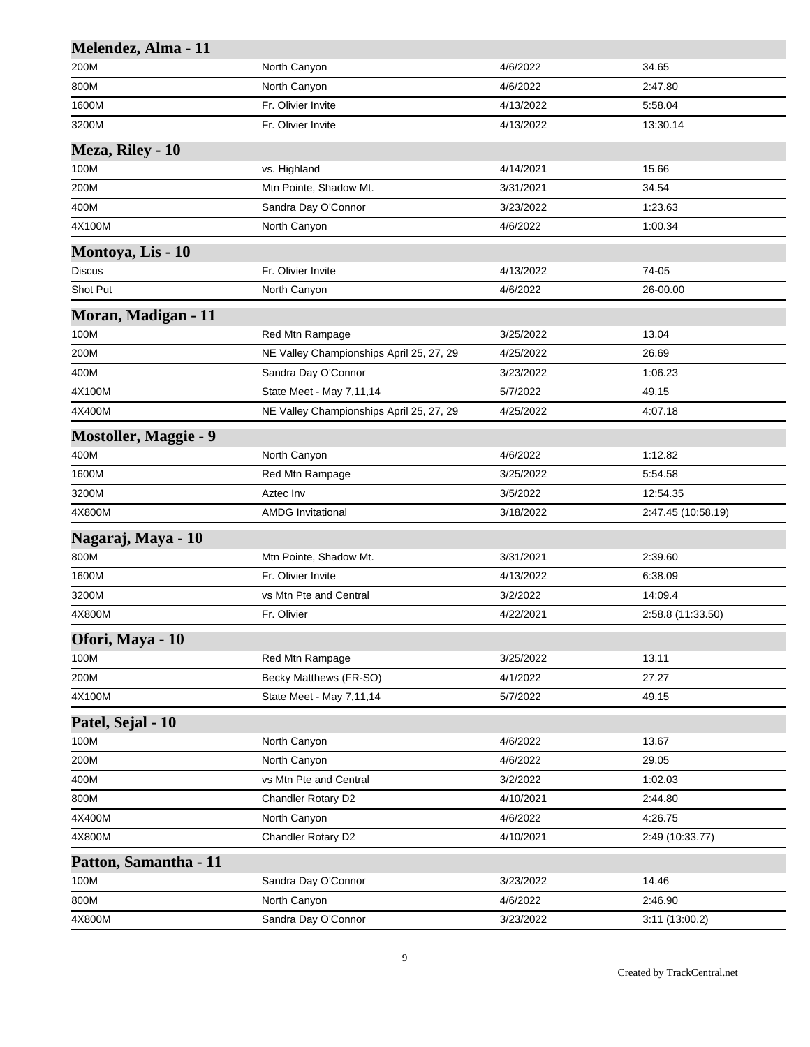## Melendez, Alma - 11

| | | | |
|---|---|---|---|
| 200M | North Canyon | 4/6/2022 | 34.65 |
| 800M | North Canyon | 4/6/2022 | 2:47.80 |
| 1600M | Fr. Olivier Invite | 4/13/2022 | 5:58.04 |
| 3200M | Fr. Olivier Invite | 4/13/2022 | 13:30.14 |

## Meza, Riley - 10

| | | | |
|---|---|---|---|
| 100M | vs. Highland | 4/14/2021 | 15.66 |
| 200M | Mtn Pointe, Shadow Mt. | 3/31/2021 | 34.54 |
| 400M | Sandra Day O'Connor | 3/23/2022 | 1:23.63 |
| 4X100M | North Canyon | 4/6/2022 | 1:00.34 |

## Montoya, Lis - 10

| | | | |
|---|---|---|---|
| Discus | Fr. Olivier Invite | 4/13/2022 | 74-05 |
| Shot Put | North Canyon | 4/6/2022 | 26-00.00 |

## Moran, Madigan - 11

| | | | |
|---|---|---|---|
| 100M | Red Mtn Rampage | 3/25/2022 | 13.04 |
| 200M | NE Valley Championships April 25, 27, 29 | 4/25/2022 | 26.69 |
| 400M | Sandra Day O'Connor | 3/23/2022 | 1:06.23 |
| 4X100M | State Meet - May 7,11,14 | 5/7/2022 | 49.15 |
| 4X400M | NE Valley Championships April 25, 27, 29 | 4/25/2022 | 4:07.18 |

## Mostoller, Maggie - 9

| | | | |
|---|---|---|---|
| 400M | North Canyon | 4/6/2022 | 1:12.82 |
| 1600M | Red Mtn Rampage | 3/25/2022 | 5:54.58 |
| 3200M | Aztec Inv | 3/5/2022 | 12:54.35 |
| 4X800M | AMDG Invitational | 3/18/2022 | 2:47.45 (10:58.19) |

## Nagaraj, Maya - 10

| | | | |
|---|---|---|---|
| 800M | Mtn Pointe, Shadow Mt. | 3/31/2021 | 2:39.60 |
| 1600M | Fr. Olivier Invite | 4/13/2022 | 6:38.09 |
| 3200M | vs Mtn Pte and Central | 3/2/2022 | 14:09.4 |
| 4X800M | Fr. Olivier | 4/22/2021 | 2:58.8 (11:33.50) |

## Ofori, Maya - 10

| | | | |
|---|---|---|---|
| 100M | Red Mtn Rampage | 3/25/2022 | 13.11 |
| 200M | Becky Matthews (FR-SO) | 4/1/2022 | 27.27 |
| 4X100M | State Meet - May 7,11,14 | 5/7/2022 | 49.15 |

## Patel, Sejal - 10

| | | | |
|---|---|---|---|
| 100M | North Canyon | 4/6/2022 | 13.67 |
| 200M | North Canyon | 4/6/2022 | 29.05 |
| 400M | vs Mtn Pte and Central | 3/2/2022 | 1:02.03 |
| 800M | Chandler Rotary D2 | 4/10/2021 | 2:44.80 |
| 4X400M | North Canyon | 4/6/2022 | 4:26.75 |
| 4X800M | Chandler Rotary D2 | 4/10/2021 | 2:49 (10:33.77) |

## Patton, Samantha - 11

| | | | |
|---|---|---|---|
| 100M | Sandra Day O'Connor | 3/23/2022 | 14.46 |
| 800M | North Canyon | 4/6/2022 | 2:46.90 |
| 4X800M | Sandra Day O'Connor | 3/23/2022 | 3:11 (13:00.2) |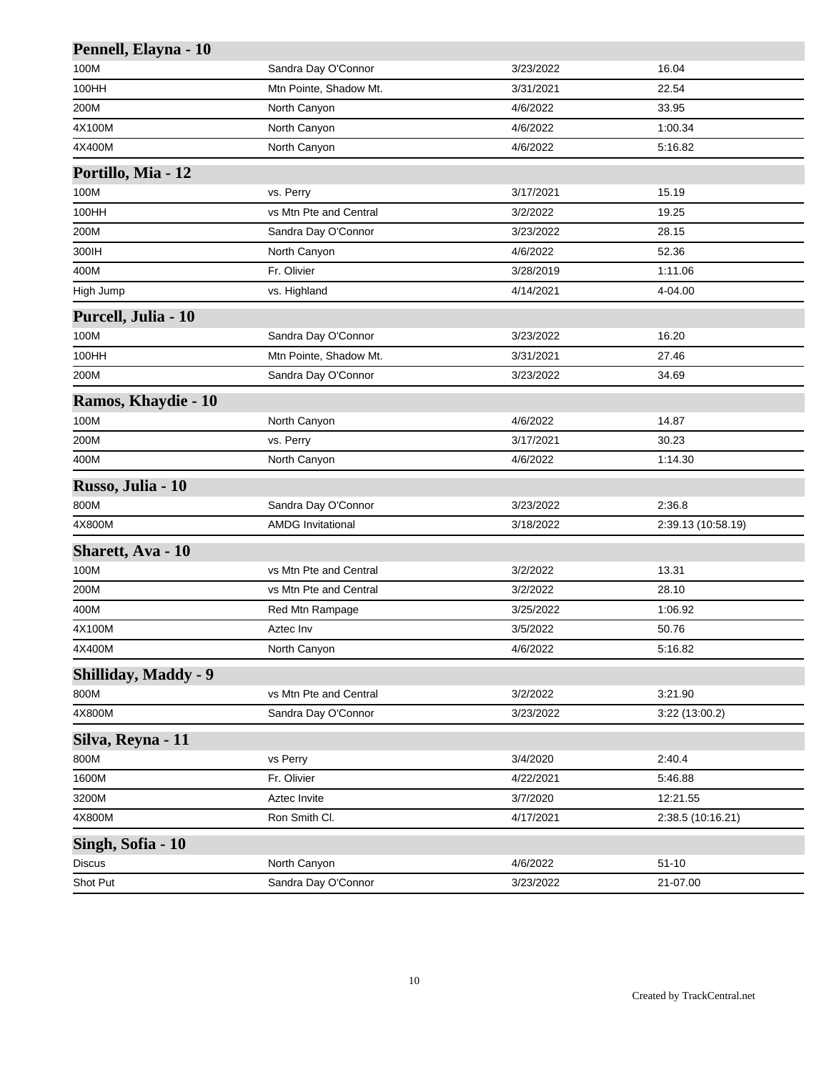## Pennell, Elayna - 10

| | | | |
|---|---|---|---|
| 100M | Sandra Day O'Connor | 3/23/2022 | 16.04 |
| 100HH | Mtn Pointe, Shadow Mt. | 3/31/2021 | 22.54 |
| 200M | North Canyon | 4/6/2022 | 33.95 |
| 4X100M | North Canyon | 4/6/2022 | 1:00.34 |
| 4X400M | North Canyon | 4/6/2022 | 5:16.82 |

## Portillo, Mia - 12

| | | | |
|---|---|---|---|
| 100M | vs. Perry | 3/17/2021 | 15.19 |
| 100HH | vs Mtn Pte and Central | 3/2/2022 | 19.25 |
| 200M | Sandra Day O'Connor | 3/23/2022 | 28.15 |
| 300IH | North Canyon | 4/6/2022 | 52.36 |
| 400M | Fr. Olivier | 3/28/2019 | 1:11.06 |
| High Jump | vs. Highland | 4/14/2021 | 4-04.00 |

## Purcell, Julia - 10

| | | | |
|---|---|---|---|
| 100M | Sandra Day O'Connor | 3/23/2022 | 16.20 |
| 100HH | Mtn Pointe, Shadow Mt. | 3/31/2021 | 27.46 |
| 200M | Sandra Day O'Connor | 3/23/2022 | 34.69 |

## Ramos, Khaydie - 10

| | | | |
|---|---|---|---|
| 100M | North Canyon | 4/6/2022 | 14.87 |
| 200M | vs. Perry | 3/17/2021 | 30.23 |
| 400M | North Canyon | 4/6/2022 | 1:14.30 |

## Russo, Julia - 10

| | | | |
|---|---|---|---|
| 800M | Sandra Day O'Connor | 3/23/2022 | 2:36.8 |
| 4X800M | AMDG Invitational | 3/18/2022 | 2:39.13 (10:58.19) |

## Sharett, Ava - 10

| | | | |
|---|---|---|---|
| 100M | vs Mtn Pte and Central | 3/2/2022 | 13.31 |
| 200M | vs Mtn Pte and Central | 3/2/2022 | 28.10 |
| 400M | Red Mtn Rampage | 3/25/2022 | 1:06.92 |
| 4X100M | Aztec Inv | 3/5/2022 | 50.76 |
| 4X400M | North Canyon | 4/6/2022 | 5:16.82 |

## Shilliday, Maddy - 9

| | | | |
|---|---|---|---|
| 800M | vs Mtn Pte and Central | 3/2/2022 | 3:21.90 |
| 4X800M | Sandra Day O'Connor | 3/23/2022 | 3:22 (13:00.2) |

## Silva, Reyna - 11

| | | | |
|---|---|---|---|
| 800M | vs Perry | 3/4/2020 | 2:40.4 |
| 1600M | Fr. Olivier | 4/22/2021 | 5:46.88 |
| 3200M | Aztec Invite | 3/7/2020 | 12:21.55 |
| 4X800M | Ron Smith Cl. | 4/17/2021 | 2:38.5 (10:16.21) |

## Singh, Sofia - 10

| | | | |
|---|---|---|---|
| Discus | North Canyon | 4/6/2022 | 51-10 |
| Shot Put | Sandra Day O'Connor | 3/23/2022 | 21-07.00 |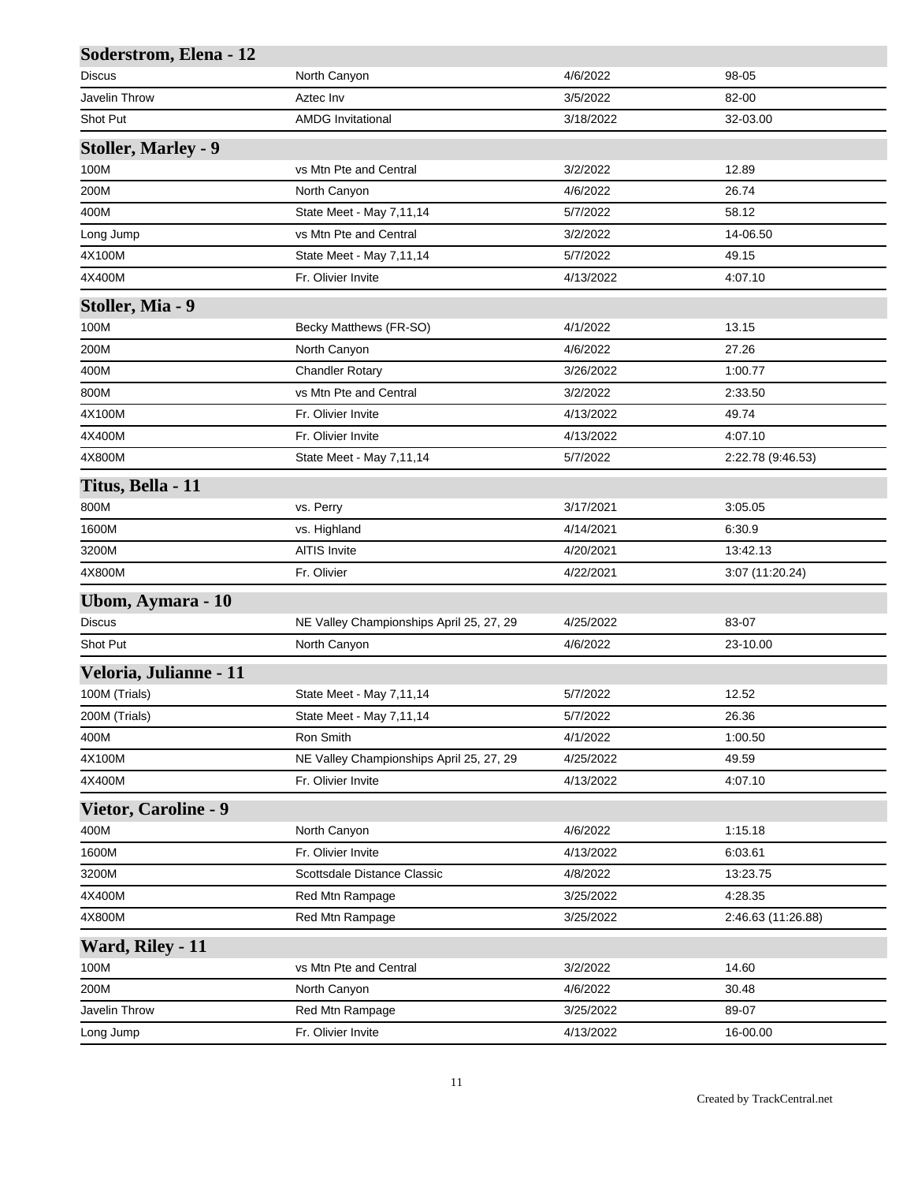## Soderstrom, Elena - 12

| | | | |
|---|---|---|---|
| Discus | North Canyon | 4/6/2022 | 98-05 |
| Javelin Throw | Aztec Inv | 3/5/2022 | 82-00 |
| Shot Put | AMDG Invitational | 3/18/2022 | 32-03.00 |

## Stoller, Marley - 9

| | | | |
|---|---|---|---|
| 100M | vs Mtn Pte and Central | 3/2/2022 | 12.89 |
| 200M | North Canyon | 4/6/2022 | 26.74 |
| 400M | State Meet - May 7,11,14 | 5/7/2022 | 58.12 |
| Long Jump | vs Mtn Pte and Central | 3/2/2022 | 14-06.50 |
| 4X100M | State Meet - May 7,11,14 | 5/7/2022 | 49.15 |
| 4X400M | Fr. Olivier Invite | 4/13/2022 | 4:07.10 |

## Stoller, Mia - 9

| | | | |
|---|---|---|---|
| 100M | Becky Matthews (FR-SO) | 4/1/2022 | 13.15 |
| 200M | North Canyon | 4/6/2022 | 27.26 |
| 400M | Chandler Rotary | 3/26/2022 | 1:00.77 |
| 800M | vs Mtn Pte and Central | 3/2/2022 | 2:33.50 |
| 4X100M | Fr. Olivier Invite | 4/13/2022 | 49.74 |
| 4X400M | Fr. Olivier Invite | 4/13/2022 | 4:07.10 |
| 4X800M | State Meet - May 7,11,14 | 5/7/2022 | 2:22.78 (9:46.53) |

## Titus, Bella - 11

| | | | |
|---|---|---|---|
| 800M | vs. Perry | 3/17/2021 | 3:05.05 |
| 1600M | vs. Highland | 4/14/2021 | 6:30.9 |
| 3200M | AlTIS Invite | 4/20/2021 | 13:42.13 |
| 4X800M | Fr. Olivier | 4/22/2021 | 3:07 (11:20.24) |

## Ubom, Aymara - 10

| | | | |
|---|---|---|---|
| Discus | NE Valley Championships April 25, 27, 29 | 4/25/2022 | 83-07 |
| Shot Put | North Canyon | 4/6/2022 | 23-10.00 |

## Veloria, Julianne - 11

| | | | |
|---|---|---|---|
| 100M (Trials) | State Meet - May 7,11,14 | 5/7/2022 | 12.52 |
| 200M (Trials) | State Meet - May 7,11,14 | 5/7/2022 | 26.36 |
| 400M | Ron Smith | 4/1/2022 | 1:00.50 |
| 4X100M | NE Valley Championships April 25, 27, 29 | 4/25/2022 | 49.59 |
| 4X400M | Fr. Olivier Invite | 4/13/2022 | 4:07.10 |

## Vietor, Caroline - 9

| | | | |
|---|---|---|---|
| 400M | North Canyon | 4/6/2022 | 1:15.18 |
| 1600M | Fr. Olivier Invite | 4/13/2022 | 6:03.61 |
| 3200M | Scottsdale Distance Classic | 4/8/2022 | 13:23.75 |
| 4X400M | Red Mtn Rampage | 3/25/2022 | 4:28.35 |
| 4X800M | Red Mtn Rampage | 3/25/2022 | 2:46.63 (11:26.88) |

## Ward, Riley - 11

| | | | |
|---|---|---|---|
| 100M | vs Mtn Pte and Central | 3/2/2022 | 14.60 |
| 200M | North Canyon | 4/6/2022 | 30.48 |
| Javelin Throw | Red Mtn Rampage | 3/25/2022 | 89-07 |
| Long Jump | Fr. Olivier Invite | 4/13/2022 | 16-00.00 |

Created by TrackCentral.net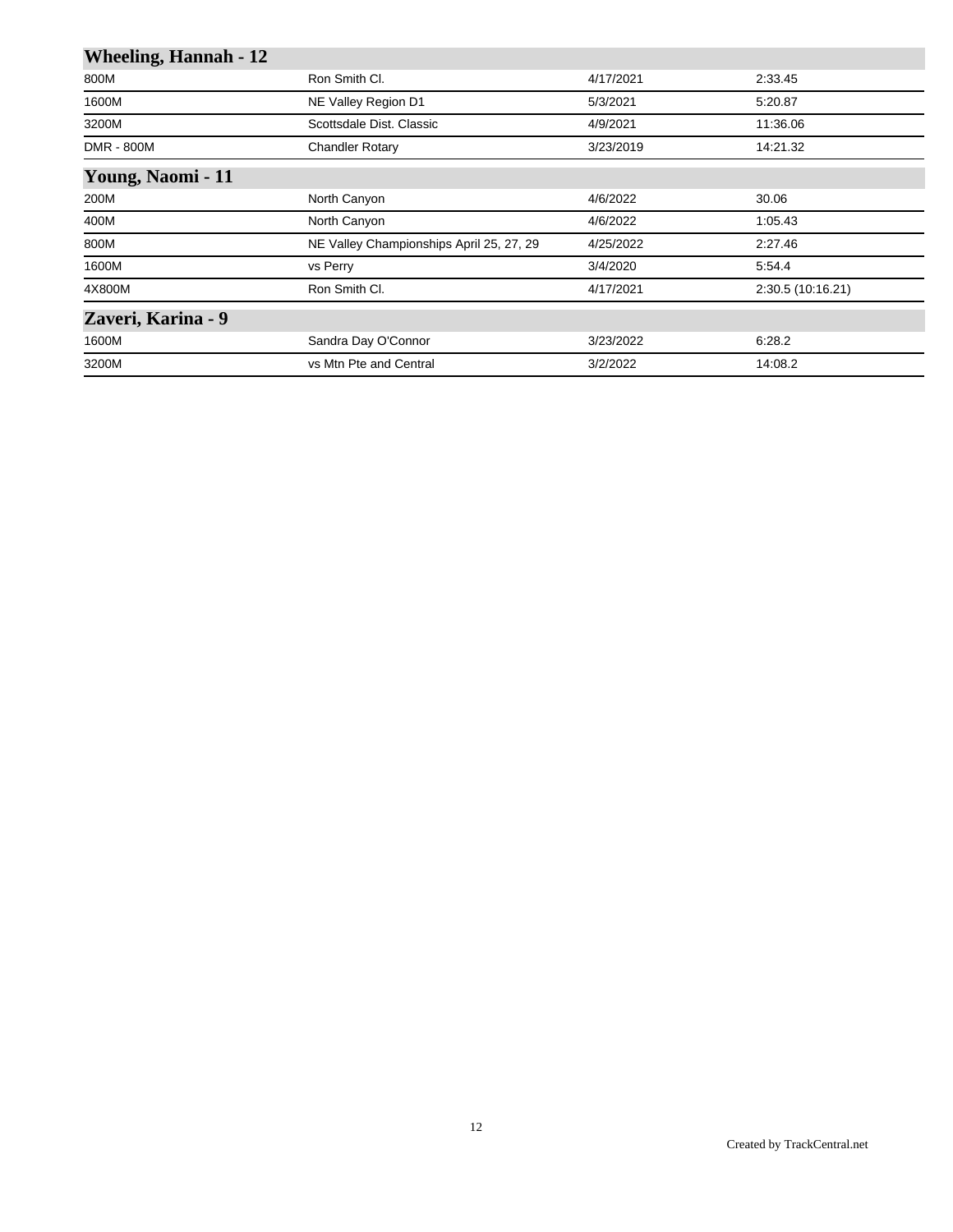## Wheeling, Hannah - 12

| | | | |
|---|---|---|---|
| 800M | Ron Smith Cl. | 4/17/2021 | 2:33.45 |
| 1600M | NE Valley Region D1 | 5/3/2021 | 5:20.87 |
| 3200M | Scottsdale Dist. Classic | 4/9/2021 | 11:36.06 |
| DMR - 800M | Chandler Rotary | 3/23/2019 | 14:21.32 |

## Young, Naomi - 11

| | | | |
|---|---|---|---|
| 200M | North Canyon | 4/6/2022 | 30.06 |
| 400M | North Canyon | 4/6/2022 | 1:05.43 |
| 800M | NE Valley Championships April 25, 27, 29 | 4/25/2022 | 2:27.46 |
| 1600M | vs Perry | 3/4/2020 | 5:54.4 |
| 4X800M | Ron Smith Cl. | 4/17/2021 | 2:30.5 (10:16.21) |

## Zaveri, Karina - 9

| | | | |
|---|---|---|---|
| 1600M | Sandra Day O'Connor | 3/23/2022 | 6:28.2 |
| 3200M | vs Mtn Pte and Central | 3/2/2022 | 14:08.2 |

Created by TrackCentral.net